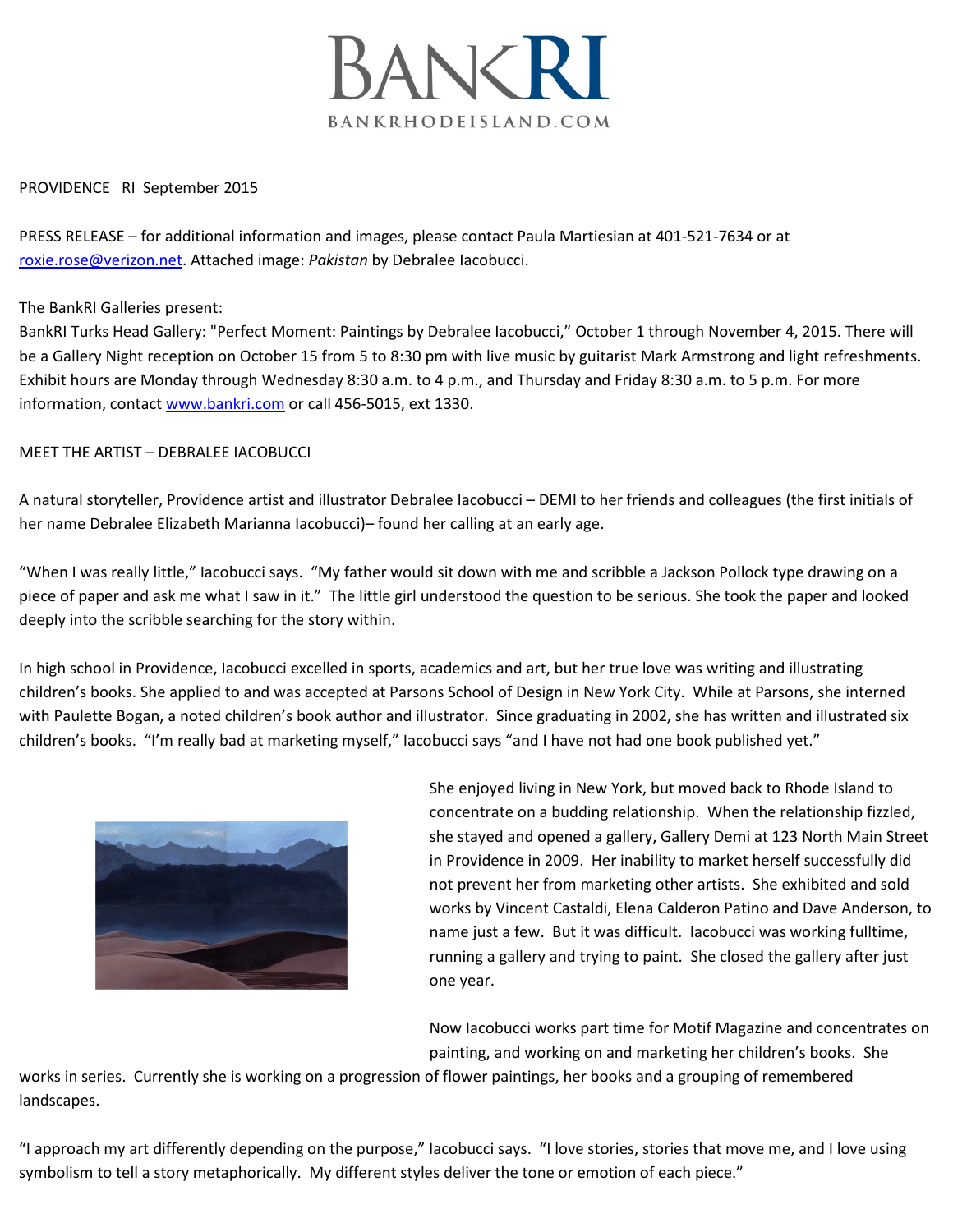BANKRI

BANKRHODEISLAND.COM

PROVIDENCE RI September 2015

PRESS RELEASE – for additional information and images, please contact Paula Martiesian at 401-521-7634 or at roxie.rose@verizon.net. Attached image: *Pakistan* by Debralee Iacobucci.

The BankRI Galleries present:
BankRI Turks Head Gallery: "Perfect Moment: Paintings by Debralee Iacobucci," October 1 through November 4, 2015. There will be a Gallery Night reception on October 15 from 5 to 8:30 pm with live music by guitarist Mark Armstrong and light refreshments. Exhibit hours are Monday through Wednesday 8:30 a.m. to 4 p.m., and Thursday and Friday 8:30 a.m. to 5 p.m. For more information, contact www.bankri.com or call 456-5015, ext 1330.

MEET THE ARTIST – DEBRALEE IACOBUCCI

A natural storyteller, Providence artist and illustrator Debralee Iacobucci – DEMI to her friends and colleagues (the first initials of her name Debralee Elizabeth Marianna Iacobucci)– found her calling at an early age.

"When I was really little," Iacobucci says. "My father would sit down with me and scribble a Jackson Pollock type drawing on a piece of paper and ask me what I saw in it." The little girl understood the question to be serious. She took the paper and looked deeply into the scribble searching for the story within.

In high school in Providence, Iacobucci excelled in sports, academics and art, but her true love was writing and illustrating children's books. She applied to and was accepted at Parsons School of Design in New York City. While at Parsons, she interned with Paulette Bogan, a noted children's book author and illustrator. Since graduating in 2002, she has written and illustrated six children's books. "I'm really bad at marketing myself," Iacobucci says "and I have not had one book published yet."

She enjoyed living in New York, but moved back to Rhode Island to concentrate on a budding relationship. When the relationship fizzled, she stayed and opened a gallery, Gallery Demi at 123 North Main Street in Providence in 2009. Her inability to market herself successfully did not prevent her from marketing other artists. She exhibited and sold works by Vincent Castaldi, Elena Calderon Patino and Dave Anderson, to name just a few. But it was difficult. Iacobucci was working fulltime, running a gallery and trying to paint. She closed the gallery after just one year.

Now Iacobucci works part time for Motif Magazine and concentrates on painting, and working on and marketing her children's books. She works in series. Currently she is working on a progression of flower paintings, her books and a grouping of remembered landscapes.

"I approach my art differently depending on the purpose," Iacobucci says. "I love stories, stories that move me, and I love using symbolism to tell a story metaphorically. My different styles deliver the tone or emotion of each piece."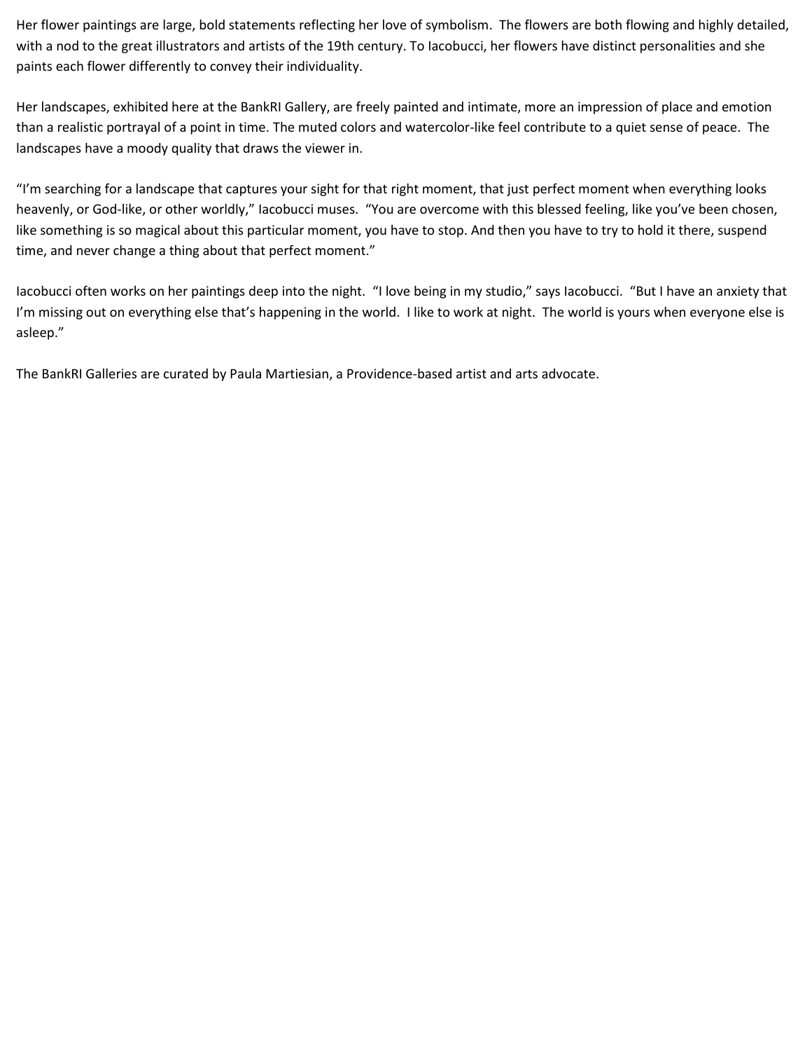Her flower paintings are large, bold statements reflecting her love of symbolism. The flowers are both flowing and highly detailed, with a nod to the great illustrators and artists of the 19th century. To Iacobucci, her flowers have distinct personalities and she paints each flower differently to convey their individuality.

Her landscapes, exhibited here at the BankRI Gallery, are freely painted and intimate, more an impression of place and emotion than a realistic portrayal of a point in time. The muted colors and watercolor-like feel contribute to a quiet sense of peace. The landscapes have a moody quality that draws the viewer in.

"I'm searching for a landscape that captures your sight for that right moment, that just perfect moment when everything looks heavenly, or God-like, or other worldly," Iacobucci muses. "You are overcome with this blessed feeling, like you've been chosen, like something is so magical about this particular moment, you have to stop. And then you have to try to hold it there, suspend time, and never change a thing about that perfect moment."

Iacobucci often works on her paintings deep into the night. "I love being in my studio," says Iacobucci. "But I have an anxiety that I'm missing out on everything else that's happening in the world. I like to work at night. The world is yours when everyone else is asleep."

The BankRI Galleries are curated by Paula Martiesian, a Providence-based artist and arts advocate.